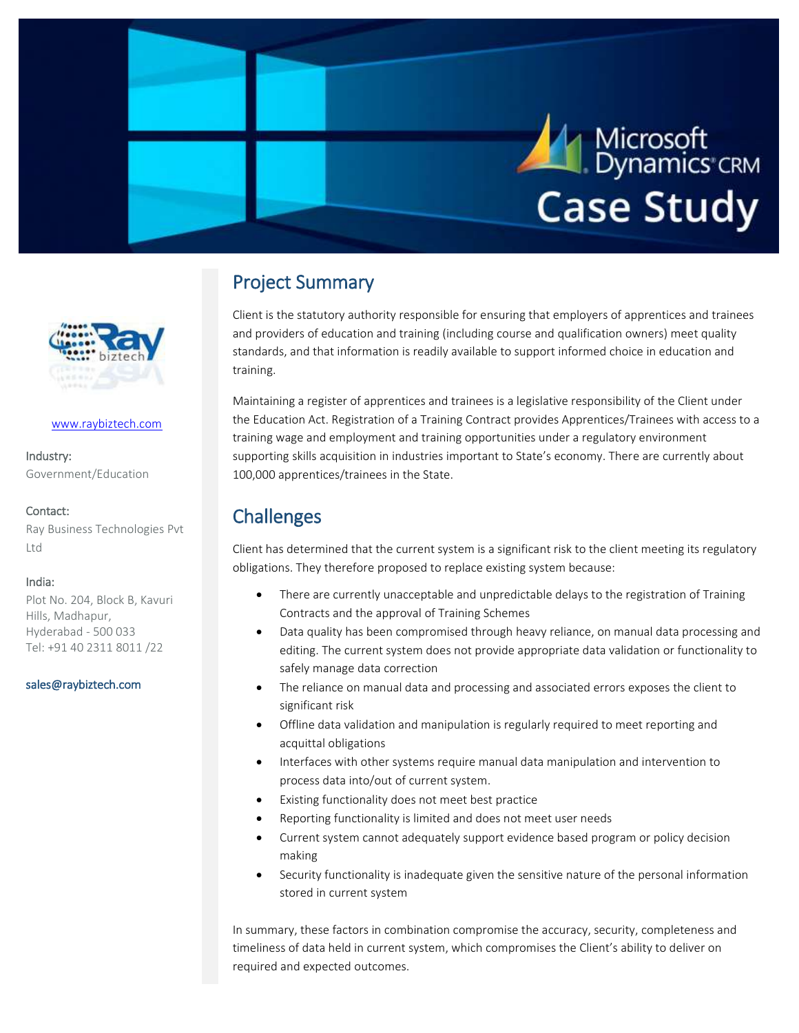# Microsoft Dynamics CRM Case Study

www.raybiztech.com

**Industry:**
Government/Education

**Contact:**
Ray Business Technologies Pvt Ltd

**India:**
Plot No. 204, Block B, Kavuri Hills, Madhapur,
Hyderabad - 500 033
Tel: +91 40 2311 8011 /22

sales@raybiztech.com

## Project Summary

Client is the statutory authority responsible for ensuring that employers of apprentices and trainees and providers of education and training (including course and qualification owners) meet quality standards, and that information is readily available to support informed choice in education and training.

Maintaining a register of apprentices and trainees is a legislative responsibility of the Client under the Education Act. Registration of a Training Contract provides Apprentices/Trainees with access to a training wage and employment and training opportunities under a regulatory environment supporting skills acquisition in industries important to State's economy. There are currently about 100,000 apprentices/trainees in the State.

## Challenges

Client has determined that the current system is a significant risk to the client meeting its regulatory obligations. They therefore proposed to replace existing system because:

- There are currently unacceptable and unpredictable delays to the registration of Training Contracts and the approval of Training Schemes
- Data quality has been compromised through heavy reliance, on manual data processing and editing. The current system does not provide appropriate data validation or functionality to safely manage data correction
- The reliance on manual data and processing and associated errors exposes the client to significant risk
- Offline data validation and manipulation is regularly required to meet reporting and acquittal obligations
- Interfaces with other systems require manual data manipulation and intervention to process data into/out of current system.
- Existing functionality does not meet best practice
- Reporting functionality is limited and does not meet user needs
- Current system cannot adequately support evidence based program or policy decision making
- Security functionality is inadequate given the sensitive nature of the personal information stored in current system

In summary, these factors in combination compromise the accuracy, security, completeness and timeliness of data held in current system, which compromises the Client's ability to deliver on required and expected outcomes.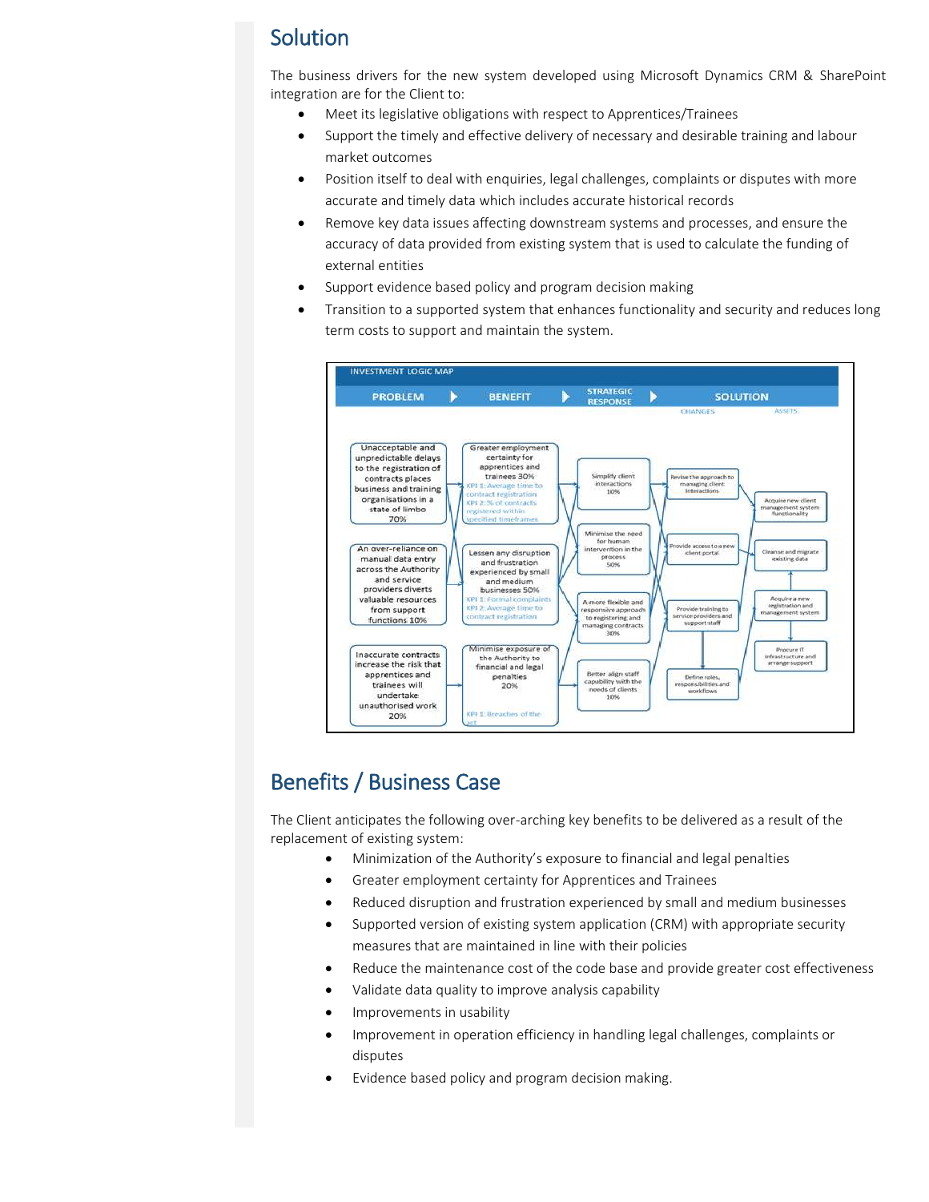## Solution

The business drivers for the new system developed using Microsoft Dynamics CRM & SharePoint integration are for the Client to:

- Meet its legislative obligations with respect to Apprentices/Trainees
- Support the timely and effective delivery of necessary and desirable training and labour market outcomes
- Position itself to deal with enquiries, legal challenges, complaints or disputes with more accurate and timely data which includes accurate historical records
- Remove key data issues affecting downstream systems and processes, and ensure the accuracy of data provided from existing system that is used to calculate the funding of external entities
- Support evidence based policy and program decision making
- Transition to a supported system that enhances functionality and security and reduces long term costs to support and maintain the system.

INVESTMENT LOGIC MAP

PROBLEM

BENEFIT

STRATEGIC RESPONSE

SOLUTION

CHANGES

ASSETS

Unacceptable and unpredictable delays to the registration of contracts places business and training organisations in a state of limbo 70%

An over-reliance on manual data entry across the Authority and service providers diverts valuable resources from support functions 10%

Inaccurate contracts increase the risk that apprentices and trainees will undertake unauthorised work 20%

Greater employment certainty for apprentices and trainees 30%

KPI 1: Average time to contract registration

KPI 2: % of contracts registered within specified timeframes

Lessen any disruption and frustration experienced by small and medium businesses 50%

KPI 1: Formal complaints

KPI 2: Average time to contract registration

Minimise exposure of the Authority to financial and legal penalties 20%

KPI 1: Breaches of the act

Simplify client interactions 10%

Minimise the need for human intervention in the process 50%

A more flexible and responsive approach to registering and managing contracts 30%

Better align staff capability with the needs of clients 10%

Revise the approach to managing client interactions

Provide access to a new client portal

Provide training to service providers and support staff

Define roles, responsibilities and workflows

Acquire new client management system functionality

Cleanse and migrate existing data

Acquire a new registration and management system

Procure IT infrastructure and arrange support

## Benefits / Business Case

The Client anticipates the following over-arching key benefits to be delivered as a result of the replacement of existing system:

- Minimization of the Authority's exposure to financial and legal penalties
- Greater employment certainty for Apprentices and Trainees
- Reduced disruption and frustration experienced by small and medium businesses
- Supported version of existing system application (CRM) with appropriate security measures that are maintained in line with their policies
- Reduce the maintenance cost of the code base and provide greater cost effectiveness
- Validate data quality to improve analysis capability
- Improvements in usability
- Improvement in operation efficiency in handling legal challenges, complaints or disputes
- Evidence based policy and program decision making.